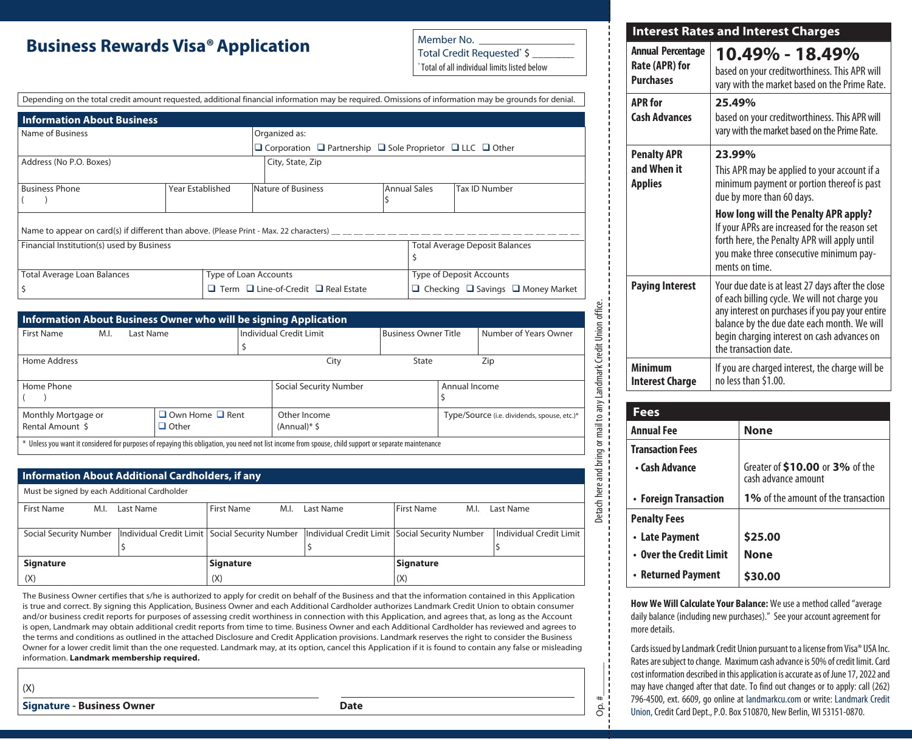# Business Rewards Visa® Application

Member No. ____________________
Total Credit Requested* $ ________
*Total of all individual limits listed below

Depending on the total credit amount requested, additional financial information may be required. Omissions of information may be grounds for denial.

## Information About Business

| Name of Business | Organized as: ❑ Corporation ❑ Partnership ❑ Sole Proprietor ❑ LLC ❑ Other |
|---|---|
| Address (No P.O. Boxes) | City, State, Zip |

| Business Phone ( ) | Year Established | Nature of Business | Annual Sales $ | Tax ID Number |
|---|---|---|---|---|

Name to appear on card(s) if different than above. (Please Print - Max. 22 characters) __ __ __ __ __ __ __ __ __ __ __ __ __ __ __ __ __ __ __ __ __ __

| Financial Institution(s) used by Business | | Total Average Deposit Balances $ |
|---|---|---|
| Total Average Loan Balances $ | Type of Loan Accounts ❑ Term ❑ Line-of-Credit ❑ Real Estate | Type of Deposit Accounts ❑ Checking ❑ Savings ❑ Money Market |

## Information About Business Owner who will be signing Application

| First Name M.I. Last Name | Individual Credit Limit $ | Business Owner Title | Number of Years Owner |
|---|---|---|---|

| Home Address | City | State | Zip |
|---|---|---|---|

| Home Phone ( ) | Social Security Number | Annual Income $ |
|---|---|---|

| Monthly Mortgage or Rental Amount $ | ❑ Own Home ❑ Rent ❑ Other | Other Income (Annual)* $ | Type/Source (i.e. dividends, spouse, etc.)* |
|---|---|---|---|

* Unless you want it considered for purposes of repaying this obligation, you need not list income from spouse, child support or separate maintenance

## Information About Additional Cardholders, if any

Must be signed by each Additional Cardholder

| First Name M.I. Last Name | | First Name M.I. Last Name | | First Name M.I. Last Name | |
|---|---|---|---|---|---|
| Social Security Number | Individual Credit Limit $ | Social Security Number | Individual Credit Limit $ | Social Security Number | Individual Credit Limit $ |
| **Signature** (X) | | **Signature** (X) | | **Signature** (X) | |

The Business Owner certifies that s/he is authorized to apply for credit on behalf of the Business and that the information contained in this Application is true and correct. By signing this Application, Business Owner and each Additional Cardholder authorizes Landmark Credit Union to obtain consumer and/or business credit reports for purposes of assessing credit worthiness in connection with this Application, and agrees that, as long as the Account is open, Landmark may obtain additional credit reports from time to time. Business Owner and each Additional Cardholder has reviewed and agrees to the terms and conditions as outlined in the attached Disclosure and Credit Application provisions. Landmark reserves the right to consider the Business Owner for a lower credit limit than the one requested. Landmark may, at its option, cancel this Application if it is found to contain any false or misleading information. **Landmark membership required.**

(X) ______________________________ ______________________________

**Signature - Business Owner** **Date**

Detach here and bring or mail to any Landmark Credit Union office.

Op. # ______

## Interest Rates and Interest Charges

| | |
|---|---|
| **Annual Percentage Rate (APR) for Purchases** | **10.49% - 18.49%** based on your creditworthiness. This APR will vary with the market based on the Prime Rate. |
| **APR for Cash Advances** | **25.49%** based on your creditworthiness. This APR will vary with the market based on the Prime Rate. |
| **Penalty APR and When it Applies** | **23.99%** This APR may be applied to your account if a minimum payment or portion thereof is past due by more than 60 days. **How long will the Penalty APR apply?** If your APRs are increased for the reason set forth here, the Penalty APR will apply until you make three consecutive minimum payments on time. |
| **Paying Interest** | Your due date is at least 27 days after the close of each billing cycle. We will not charge you any interest on purchases if you pay your entire balance by the due date each month. We will begin charging interest on cash advances on the transaction date. |
| **Minimum Interest Charge** | If you are charged interest, the charge will be no less than $1.00. |

## Fees

| | |
|---|---|
| **Annual Fee** | **None** |
| **Transaction Fees** | |
| • **Cash Advance** | Greater of **$10.00** or **3%** of the cash advance amount |
| • **Foreign Transaction** | **1%** of the amount of the transaction |
| **Penalty Fees** | |
| • **Late Payment** | **$25.00** |
| • **Over the Credit Limit** | **None** |
| • **Returned Payment** | **$30.00** |

**How We Will Calculate Your Balance:** We use a method called "average daily balance (including new purchases)." See your account agreement for more details.

Cards issued by Landmark Credit Union pursuant to a license from Visa® USA Inc. Rates are subject to change. Maximum cash advance is 50% of credit limit. Card cost information described in this application is accurate as of June 17, 2022 and may have changed after that date. To find out changes or to apply: call (262) 796-4500, ext. 6609, go online at landmarkcu.com or write: Landmark Credit Union, Credit Card Dept., P.O. Box 510870, New Berlin, WI 53151-0870.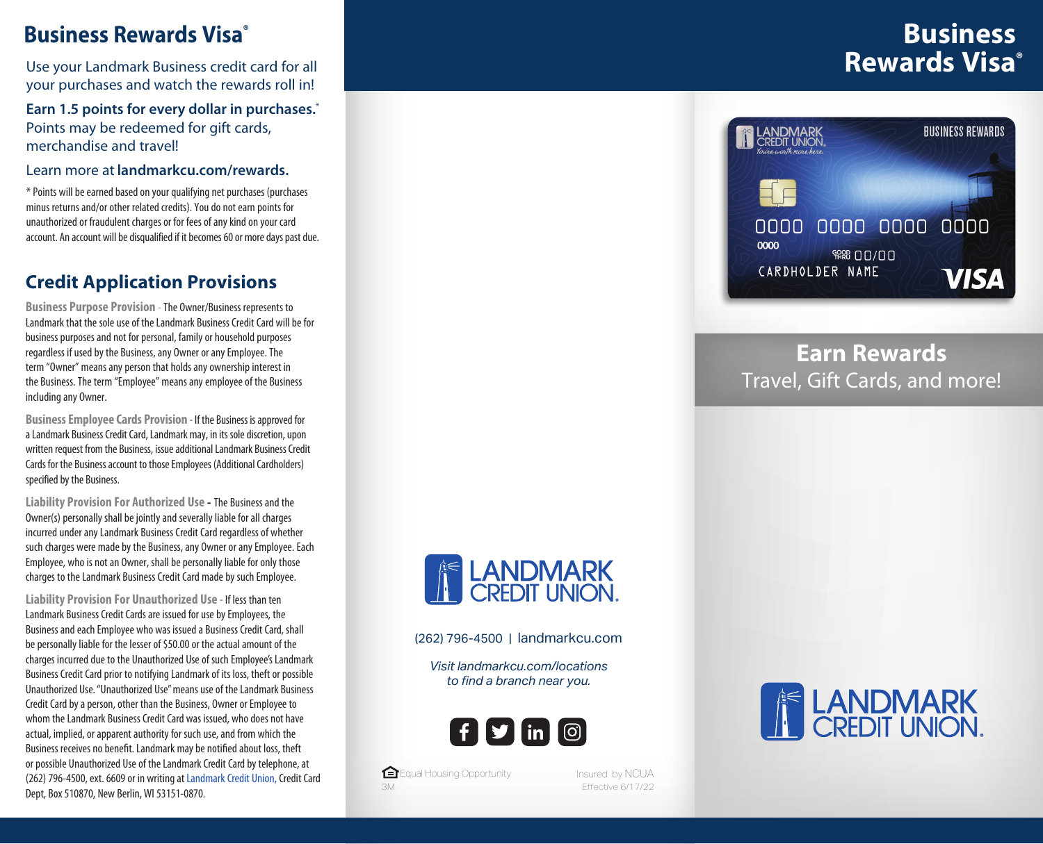## Business Rewards Visa®

Use your Landmark Business credit card for all your purchases and watch the rewards roll in!

**Earn 1.5 points for every dollar in purchases.*** Points may be redeemed for gift cards, merchandise and travel!

Learn more at **landmarkcu.com/rewards.**

* Points will be earned based on your qualifying net purchases (purchases minus returns and/or other related credits). You do not earn points for unauthorized or fraudulent charges or for fees of any kind on your card account. An account will be disqualified if it becomes 60 or more days past due.

## Credit Application Provisions

**Business Purpose Provision** - The Owner/Business represents to Landmark that the sole use of the Landmark Business Credit Card will be for business purposes and not for personal, family or household purposes regardless if used by the Business, any Owner or any Employee. The term "Owner" means any person that holds any ownership interest in the Business. The term "Employee" means any employee of the Business including any Owner.

**Business Employee Cards Provision** - If the Business is approved for a Landmark Business Credit Card, Landmark may, in its sole discretion, upon written request from the Business, issue additional Landmark Business Credit Cards for the Business account to those Employees (Additional Cardholders) specified by the Business.

**Liability Provision For Authorized Use** - The Business and the Owner(s) personally shall be jointly and severally liable for all charges incurred under any Landmark Business Credit Card regardless of whether such charges were made by the Business, any Owner or any Employee. Each Employee, who is not an Owner, shall be personally liable for only those charges to the Landmark Business Credit Card made by such Employee.

**Liability Provision For Unauthorized Use** - If less than ten Landmark Business Credit Cards are issued for use by Employees, the Business and each Employee who was issued a Business Credit Card, shall be personally liable for the lesser of $50.00 or the actual amount of the charges incurred due to the Unauthorized Use of such Employee's Landmark Business Credit Card prior to notifying Landmark of its loss, theft or possible Unauthorized Use. "Unauthorized Use" means use of the Landmark Business Credit Card by a person, other than the Business, Owner or Employee to whom the Landmark Business Credit Card was issued, who does not have actual, implied, or apparent authority for such use, and from which the Business receives no benefit. Landmark may be notified about loss, theft or possible Unauthorized Use of the Landmark Business Credit Card by telephone, at (262) 796-4500, ext. 6609 or in writing at Landmark Credit Union, Credit Card Dept, Box 510870, New Berlin, WI 53151-0870.

LANDMARK CREDIT UNION.

(262) 796-4500 | landmarkcu.com

*Visit landmarkcu.com/locations to find a branch near you.*

Equal Housing Opportunity

3M

Insured by NCUA

Effective 6/17/22

# Business Rewards Visa®

LANDMARK CREDIT UNION. You're worth more here.

BUSINESS REWARDS

0000 0000 0000 0000

0000

GOOD THRU 00/00

CARDHOLDER NAME

VISA

**Earn Rewards**

Travel, Gift Cards, and more!

LANDMARK CREDIT UNION.